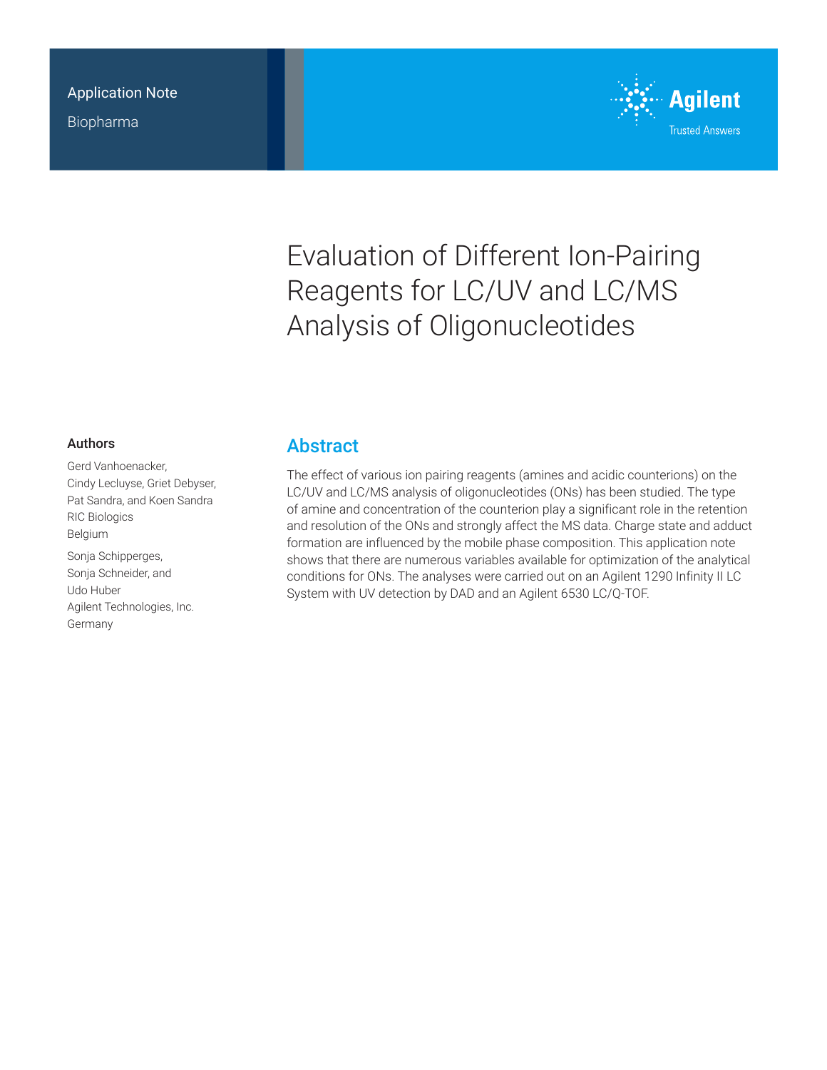Application Note

Biopharma

# Evaluation of Different Ion-Pairing Reagents for LC/UV and LC/MS Analysis of Oligonucleotides

## Authors

Gerd Vanhoenacker, Cindy Lecluyse, Griet Debyser, Pat Sandra, and Koen Sandra
RIC Biologics
Belgium

Sonja Schipperges, Sonja Schneider, and Udo Huber
Agilent Technologies, Inc.
Germany

## Abstract

The effect of various ion pairing reagents (amines and acidic counterions) on the LC/UV and LC/MS analysis of oligonucleotides (ONs) has been studied. The type of amine and concentration of the counterion play a significant role in the retention and resolution of the ONs and strongly affect the MS data. Charge state and adduct formation are influenced by the mobile phase composition. This application note shows that there are numerous variables available for optimization of the analytical conditions for ONs. The analyses were carried out on an Agilent 1290 Infinity II LC System with UV detection by DAD and an Agilent 6530 LC/Q-TOF.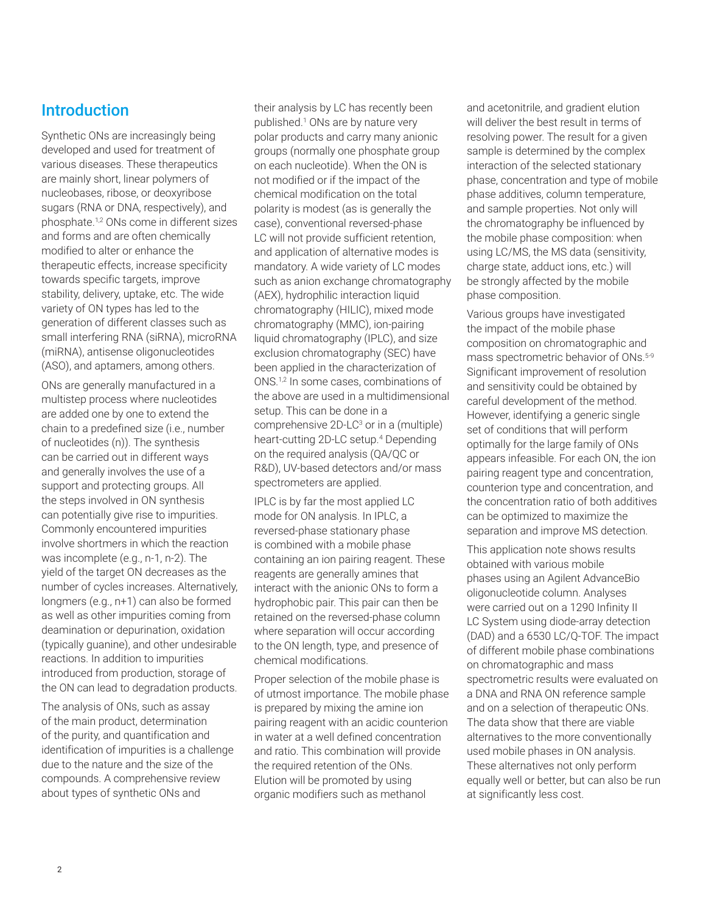## Introduction

Synthetic ONs are increasingly being developed and used for treatment of various diseases. These therapeutics are mainly short, linear polymers of nucleobases, ribose, or deoxyribose sugars (RNA or DNA, respectively), and phosphate.[1,2] ONs come in different sizes and forms and are often chemically modified to alter or enhance the therapeutic effects, increase specificity towards specific targets, improve stability, delivery, uptake, etc. The wide variety of ON types has led to the generation of different classes such as small interfering RNA (siRNA), microRNA (miRNA), antisense oligonucleotides (ASO), and aptamers, among others.

ONs are generally manufactured in a multistep process where nucleotides are added one by one to extend the chain to a predefined size (i.e., number of nucleotides (n)). The synthesis can be carried out in different ways and generally involves the use of a support and protecting groups. All the steps involved in ON synthesis can potentially give rise to impurities. Commonly encountered impurities involve shortmers in which the reaction was incomplete (e.g., n-1, n-2). The yield of the target ON decreases as the number of cycles increases. Alternatively, longmers (e.g., n+1) can also be formed as well as other impurities coming from deamination or depurination, oxidation (typically guanine), and other undesirable reactions. In addition to impurities introduced from production, storage of the ON can lead to degradation products.

The analysis of ONs, such as assay of the main product, determination of the purity, and quantification and identification of impurities is a challenge due to the nature and the size of the compounds. A comprehensive review about types of synthetic ONs and their analysis by LC has recently been published.[1] ONs are by nature very polar products and carry many anionic groups (normally one phosphate group on each nucleotide). When the ON is not modified or if the impact of the chemical modification on the total polarity is modest (as is generally the case), conventional reversed-phase LC will not provide sufficient retention, and application of alternative modes is mandatory. A wide variety of LC modes such as anion exchange chromatography (AEX), hydrophilic interaction liquid chromatography (HILIC), mixed mode chromatography (MMC), ion-pairing liquid chromatography (IPLC), and size exclusion chromatography (SEC) have been applied in the characterization of ONS.[1,2] In some cases, combinations of the above are used in a multidimensional setup. This can be done in a comprehensive 2D-LC[3] or in a (multiple) heart-cutting 2D-LC setup.[4] Depending on the required analysis (QA/QC or R&D), UV-based detectors and/or mass spectrometers are applied.

IPLC is by far the most applied LC mode for ON analysis. In IPLC, a reversed-phase stationary phase is combined with a mobile phase containing an ion pairing reagent. These reagents are generally amines that interact with the anionic ONs to form a hydrophobic pair. This pair can then be retained on the reversed-phase column where separation will occur according to the ON length, type, and presence of chemical modifications.

Proper selection of the mobile phase is of utmost importance. The mobile phase is prepared by mixing the amine ion pairing reagent with an acidic counterion in water at a well defined concentration and ratio. This combination will provide the required retention of the ONs. Elution will be promoted by using organic modifiers such as methanol and acetonitrile, and gradient elution will deliver the best result in terms of resolving power. The result for a given sample is determined by the complex interaction of the selected stationary phase, concentration and type of mobile phase additives, column temperature, and sample properties. Not only will the chromatography be influenced by the mobile phase composition: when using LC/MS, the MS data (sensitivity, charge state, adduct ions, etc.) will be strongly affected by the mobile phase composition.

Various groups have investigated the impact of the mobile phase composition on chromatographic and mass spectrometric behavior of ONs.[5-9] Significant improvement of resolution and sensitivity could be obtained by careful development of the method. However, identifying a generic single set of conditions that will perform optimally for the large family of ONs appears infeasible. For each ON, the ion pairing reagent type and concentration, counterion type and concentration, and the concentration ratio of both additives can be optimized to maximize the separation and improve MS detection.

This application note shows results obtained with various mobile phases using an Agilent AdvanceBio oligonucleotide column. Analyses were carried out on a 1290 Infinity II LC System using diode-array detection (DAD) and a 6530 LC/Q-TOF. The impact of different mobile phase combinations on chromatographic and mass spectrometric results were evaluated on a DNA and RNA ON reference sample and on a selection of therapeutic ONs. The data show that there are viable alternatives to the more conventionally used mobile phases in ON analysis. These alternatives not only perform equally well or better, but can also be run at significantly less cost.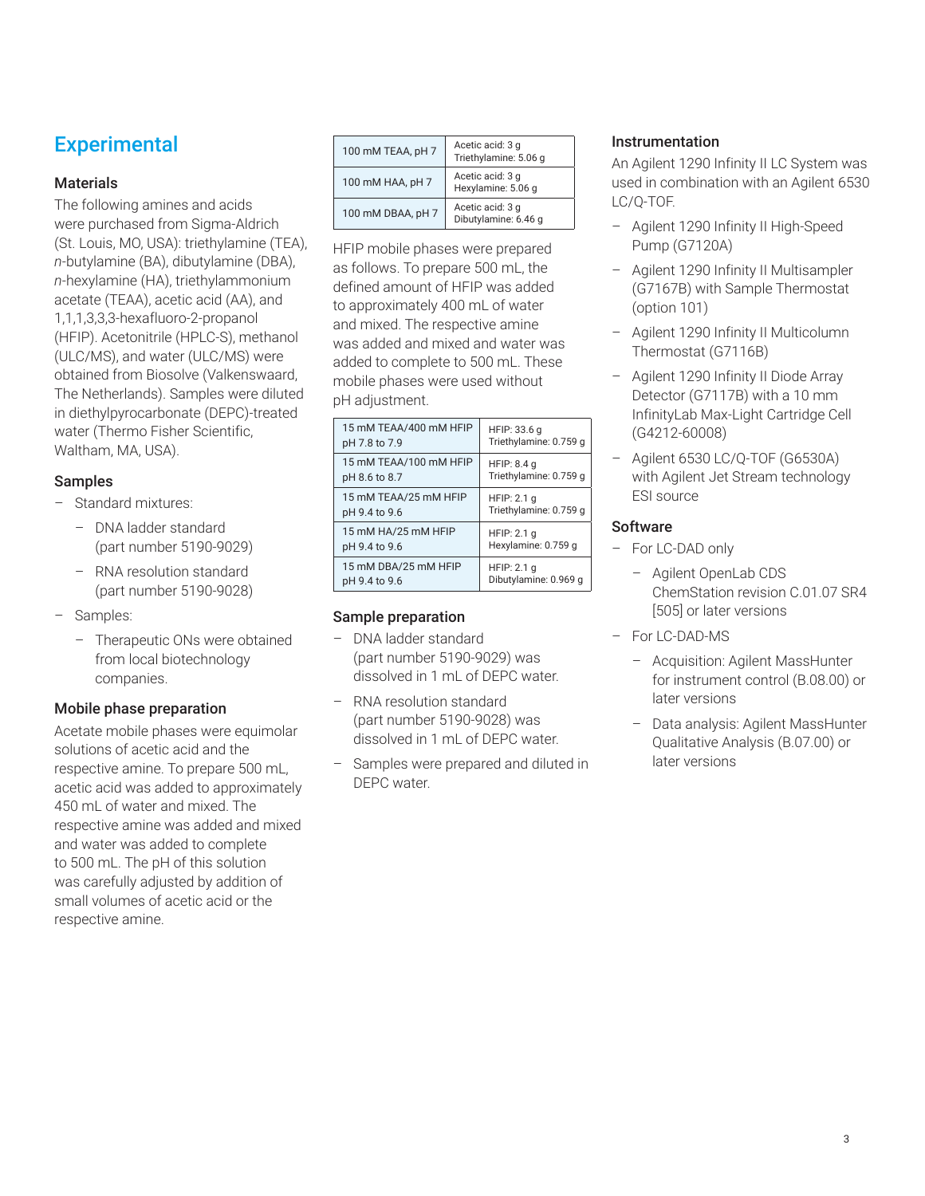## Experimental

### Materials

The following amines and acids were purchased from Sigma-Aldrich (St. Louis, MO, USA): triethylamine (TEA), *n*-butylamine (BA), dibutylamine (DBA), *n*-hexylamine (HA), triethylammonium acetate (TEAA), acetic acid (AA), and 1,1,1,3,3,3-hexafluoro-2-propanol (HFIP). Acetonitrile (HPLC-S), methanol (ULC/MS), and water (ULC/MS) were obtained from Biosolve (Valkenswaard, The Netherlands). Samples were diluted in diethylpyrocarbonate (DEPC)-treated water (Thermo Fisher Scientific, Waltham, MA, USA).

### Samples

- Standard mixtures:
  - DNA ladder standard (part number 5190-9029)
  - RNA resolution standard (part number 5190-9028)
- Samples:
  - Therapeutic ONs were obtained from local biotechnology companies.

### Mobile phase preparation

Acetate mobile phases were equimolar solutions of acetic acid and the respective amine. To prepare 500 mL, acetic acid was added to approximately 450 mL of water and mixed. The respective amine was added and mixed and water was added to complete to 500 mL. The pH of this solution was carefully adjusted by addition of small volumes of acetic acid or the respective amine.

| | |
|---|---|
| 100 mM TEAA, pH 7 | Acetic acid: 3 g<br>Triethylamine: 5.06 g |
| 100 mM HAA, pH 7 | Acetic acid: 3 g<br>Hexylamine: 5.06 g |
| 100 mM DBAA, pH 7 | Acetic acid: 3 g<br>Dibutylamine: 6.46 g |

HFIP mobile phases were prepared as follows. To prepare 500 mL, the defined amount of HFIP was added to approximately 400 mL of water and mixed. The respective amine was added and mixed and water was added to complete to 500 mL. These mobile phases were used without pH adjustment.

| | |
|---|---|
| 15 mM TEAA/400 mM HFIP pH 7.8 to 7.9 | HFIP: 33.6 g<br>Triethylamine: 0.759 g |
| 15 mM TEAA/100 mM HFIP pH 8.6 to 8.7 | HFIP: 8.4 g<br>Triethylamine: 0.759 g |
| 15 mM TEAA/25 mM HFIP pH 9.4 to 9.6 | HFIP: 2.1 g<br>Triethylamine: 0.759 g |
| 15 mM HA/25 mM HFIP pH 9.4 to 9.6 | HFIP: 2.1 g<br>Hexylamine: 0.759 g |
| 15 mM DBA/25 mM HFIP pH 9.4 to 9.6 | HFIP: 2.1 g<br>Dibutylamine: 0.969 g |

### Sample preparation

- DNA ladder standard (part number 5190-9029) was dissolved in 1 mL of DEPC water.
- RNA resolution standard (part number 5190-9028) was dissolved in 1 mL of DEPC water.
- Samples were prepared and diluted in DEPC water.

### Instrumentation

An Agilent 1290 Infinity II LC System was used in combination with an Agilent 6530 LC/Q-TOF.

- Agilent 1290 Infinity II High-Speed Pump (G7120A)
- Agilent 1290 Infinity II Multisampler (G7167B) with Sample Thermostat (option 101)
- Agilent 1290 Infinity II Multicolumn Thermostat (G7116B)
- Agilent 1290 Infinity II Diode Array Detector (G7117B) with a 10 mm InfinityLab Max-Light Cartridge Cell (G4212-60008)
- Agilent 6530 LC/Q-TOF (G6530A) with Agilent Jet Stream technology ESI source

### Software

- For LC-DAD only
  - Agilent OpenLab CDS ChemStation revision C.01.07 SR4 [505] or later versions
- For LC-DAD-MS
  - Acquisition: Agilent MassHunter for instrument control (B.08.00) or later versions
  - Data analysis: Agilent MassHunter Qualitative Analysis (B.07.00) or later versions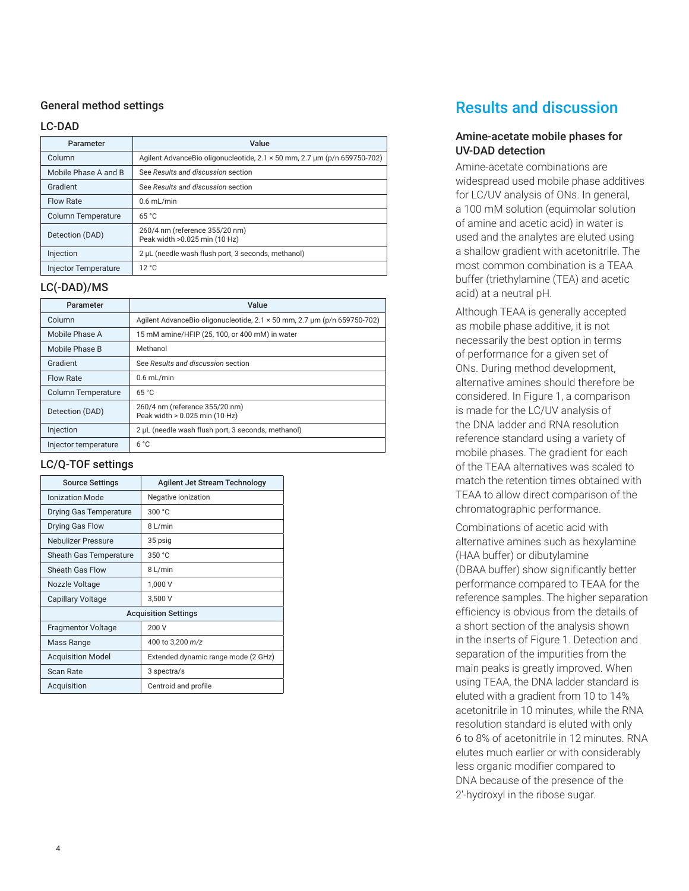## General method settings

### LC-DAD

| Parameter | Value |
|---|---|
| Column | Agilent AdvanceBio oligonucleotide, 2.1 × 50 mm, 2.7 µm (p/n 659750-702) |
| Mobile Phase A and B | See *Results and discussion* section |
| Gradient | See *Results and discussion* section |
| Flow Rate | 0.6 mL/min |
| Column Temperature | 65 °C |
| Detection (DAD) | 260/4 nm (reference 355/20 nm)<br>Peak width >0.025 min (10 Hz) |
| Injection | 2 µL (needle wash flush port, 3 seconds, methanol) |
| Injector Temperature | 12 °C |

### LC(-DAD)/MS

| Parameter | Value |
|---|---|
| Column | Agilent AdvanceBio oligonucleotide, 2.1 × 50 mm, 2.7 µm (p/n 659750-702) |
| Mobile Phase A | 15 mM amine/HFIP (25, 100, or 400 mM) in water |
| Mobile Phase B | Methanol |
| Gradient | See *Results and discussion* section |
| Flow Rate | 0.6 mL/min |
| Column Temperature | 65 °C |
| Detection (DAD) | 260/4 nm (reference 355/20 nm)<br>Peak width > 0.025 min (10 Hz) |
| Injection | 2 µL (needle wash flush port, 3 seconds, methanol) |
| Injector temperature | 6 °C |

### LC/Q-TOF settings

| Source Settings | Agilent Jet Stream Technology |
|---|---|
| Ionization Mode | Negative ionization |
| Drying Gas Temperature | 300 °C |
| Drying Gas Flow | 8 L/min |
| Nebulizer Pressure | 35 psig |
| Sheath Gas Temperature | 350 °C |
| Sheath Gas Flow | 8 L/min |
| Nozzle Voltage | 1,000 V |
| Capillary Voltage | 3,500 V |
| **Acquisition Settings** | |
| Fragmentor Voltage | 200 V |
| Mass Range | 400 to 3,200 *m/z* |
| Acquisition Model | Extended dynamic range mode (2 GHz) |
| Scan Rate | 3 spectra/s |
| Acquisition | Centroid and profile |

# Results and discussion

### Amine-acetate mobile phases for UV-DAD detection

Amine-acetate combinations are widespread used mobile phase additives for LC/UV analysis of ONs. In general, a 100 mM solution (equimolar solution of amine and acetic acid) in water is used and the analytes are eluted using a shallow gradient with acetonitrile. The most common combination is a TEAA buffer (triethylamine (TEA) and acetic acid) at a neutral pH.

Although TEAA is generally accepted as mobile phase additive, it is not necessarily the best option in terms of performance for a given set of ONs. During method development, alternative amines should therefore be considered. In Figure 1, a comparison is made for the LC/UV analysis of the DNA ladder and RNA resolution reference standard using a variety of mobile phases. The gradient for each of the TEAA alternatives was scaled to match the retention times obtained with TEAA to allow direct comparison of the chromatographic performance.

Combinations of acetic acid with alternative amines such as hexylamine (HAA buffer) or dibutylamine (DBAA buffer) show significantly better performance compared to TEAA for the reference samples. The higher separation efficiency is obvious from the details of a short section of the analysis shown in the inserts of Figure 1. Detection and separation of the impurities from the main peaks is greatly improved. When using TEAA, the DNA ladder standard is eluted with a gradient from 10 to 14% acetonitrile in 10 minutes, while the RNA resolution standard is eluted with only 6 to 8% of acetonitrile in 12 minutes. RNA elutes much earlier or with considerably less organic modifier compared to DNA because of the presence of the 2'-hydroxyl in the ribose sugar.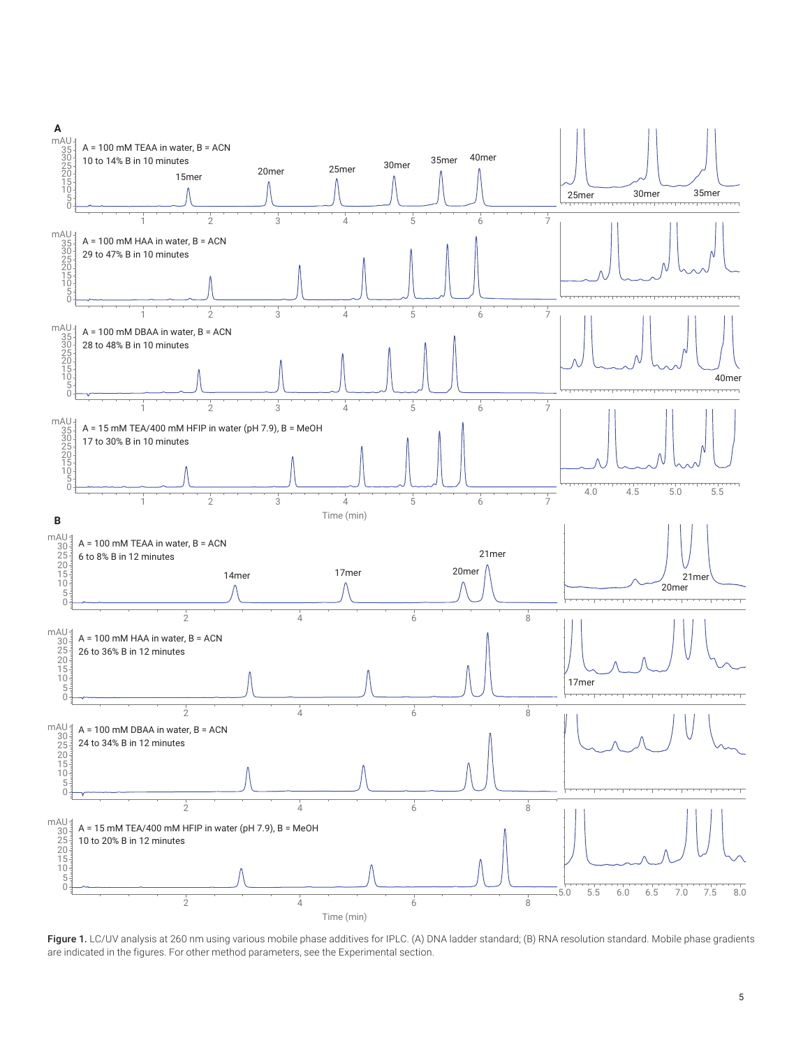A

A = 100 mM TEAA in water, B = ACN
10 to 14% B in 10 minutes

15mer
20mer
25mer
30mer
35mer
40mer

25mer
30mer
35mer

A = 100 mM HAA in water, B = ACN
29 to 47% B in 10 minutes

A = 100 mM DBAA in water, B = ACN
28 to 48% B in 10 minutes

40mer

A = 15 mM TEA/400 mM HFIP in water (pH 7.9), B = MeOH
17 to 30% B in 10 minutes

Time (min)

B

A = 100 mM TEAA in water, B = ACN
6 to 8% B in 12 minutes

14mer
17mer
20mer
21mer

21mer
20mer

A = 100 mM HAA in water, B = ACN
26 to 36% B in 12 minutes

17mer

A = 100 mM DBAA in water, B = ACN
24 to 34% B in 12 minutes

A = 15 mM TEA/400 mM HFIP in water (pH 7.9), B = MeOH
10 to 20% B in 12 minutes

Time (min)

**Figure 1.** LC/UV analysis at 260 nm using various mobile phase additives for IPLC. (A) DNA ladder standard; (B) RNA resolution standard. Mobile phase gradients are indicated in the figures. For other method parameters, see the Experimental section.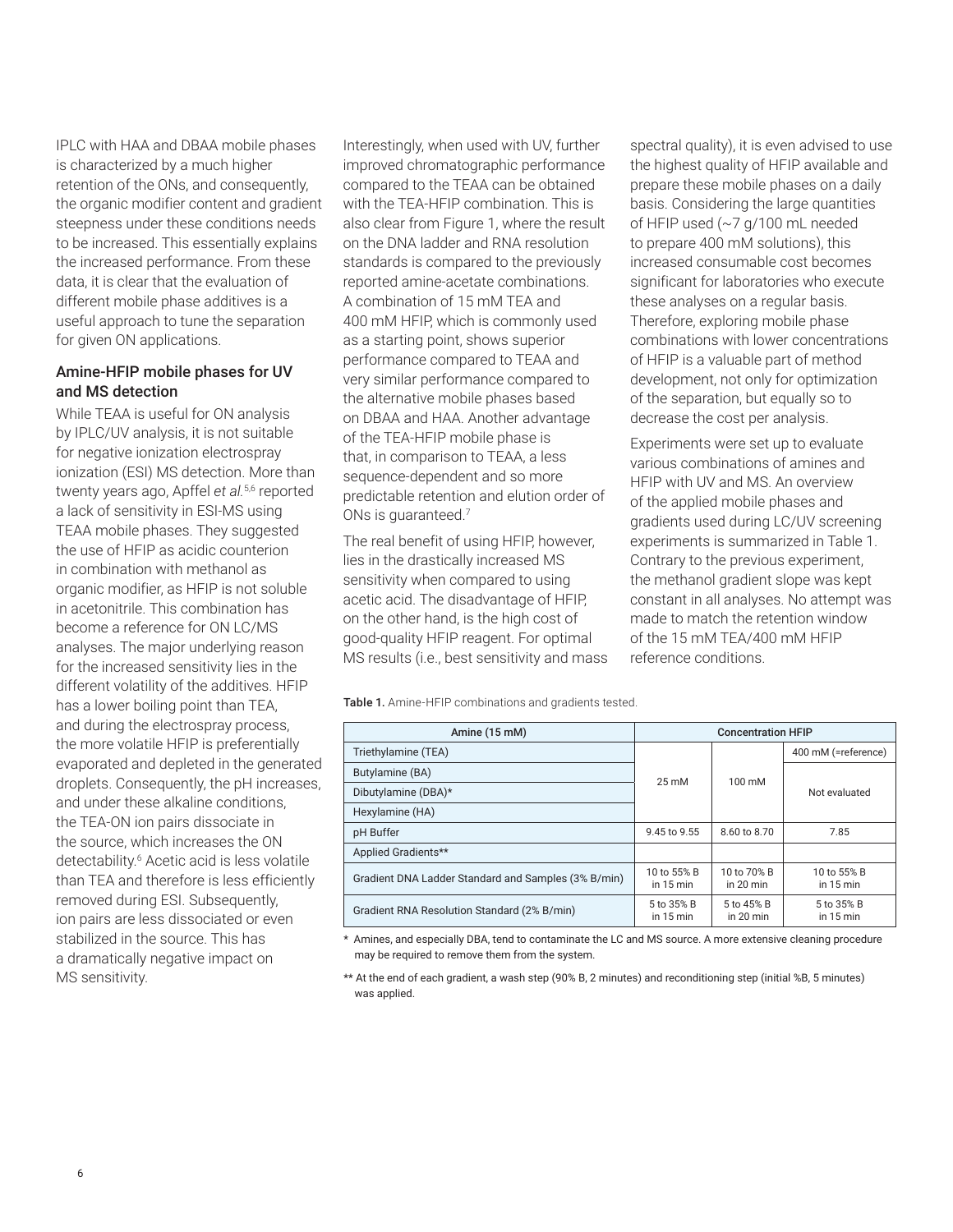IPLC with HAA and DBAA mobile phases is characterized by a much higher retention of the ONs, and consequently, the organic modifier content and gradient steepness under these conditions needs to be increased. This essentially explains the increased performance. From these data, it is clear that the evaluation of different mobile phase additives is a useful approach to tune the separation for given ON applications.

### Amine-HFIP mobile phases for UV and MS detection

While TEAA is useful for ON analysis by IPLC/UV analysis, it is not suitable for negative ionization electrospray ionization (ESI) MS detection. More than twenty years ago, Apffel *et al.*[5,6] reported a lack of sensitivity in ESI-MS using TEAA mobile phases. They suggested the use of HFIP as acidic counterion in combination with methanol as organic modifier, as HFIP is not soluble in acetonitrile. This combination has become a reference for ON LC/MS analyses. The major underlying reason for the increased sensitivity lies in the different volatility of the additives. HFIP has a lower boiling point than TEA, and during the electrospray process, the more volatile HFIP is preferentially evaporated and depleted in the generated droplets. Consequently, the pH increases, and under these alkaline conditions, the TEA-ON ion pairs dissociate in the source, which increases the ON detectability.[6] Acetic acid is less volatile than TEA and therefore is less efficiently removed during ESI. Subsequently, ion pairs are less dissociated or even stabilized in the source. This has a dramatically negative impact on MS sensitivity.

Interestingly, when used with UV, further improved chromatographic performance compared to the TEAA can be obtained with the TEA-HFIP combination. This is also clear from Figure 1, where the result on the DNA ladder and RNA resolution standards is compared to the previously reported amine-acetate combinations. A combination of 15 mM TEA and 400 mM HFIP, which is commonly used as a starting point, shows superior performance compared to TEAA and very similar performance compared to the alternative mobile phases based on DBAA and HAA. Another advantage of the TEA-HFIP mobile phase is that, in comparison to TEAA, a less sequence-dependent and so more predictable retention and elution order of ONs is guaranteed.[7]

The real benefit of using HFIP, however, lies in the drastically increased MS sensitivity when compared to using acetic acid. The disadvantage of HFIP, on the other hand, is the high cost of good-quality HFIP reagent. For optimal MS results (i.e., best sensitivity and mass spectral quality), it is even advised to use the highest quality of HFIP available and prepare these mobile phases on a daily basis. Considering the large quantities of HFIP used (~7 g/100 mL needed to prepare 400 mM solutions), this increased consumable cost becomes significant for laboratories who execute these analyses on a regular basis. Therefore, exploring mobile phase combinations with lower concentrations of HFIP is a valuable part of method development, not only for optimization of the separation, but equally so to decrease the cost per analysis.

Experiments were set up to evaluate various combinations of amines and HFIP with UV and MS. An overview of the applied mobile phases and gradients used during LC/UV screening experiments is summarized in Table 1. Contrary to the previous experiment, the methanol gradient slope was kept constant in all analyses. No attempt was made to match the retention window of the 15 mM TEA/400 mM HFIP reference conditions.

**Table 1.** Amine-HFIP combinations and gradients tested.

| Amine (15 mM) | Concentration HFIP | | |
|---|---|---|---|
| Triethylamine (TEA) | 25 mM | 100 mM | 400 mM (=reference) |
| Butylamine (BA) | | | Not evaluated |
| Dibutylamine (DBA)* | | | |
| Hexylamine (HA) | | | |
| pH Buffer | 9.45 to 9.55 | 8.60 to 8.70 | 7.85 |
| Applied Gradients** | | | |
| Gradient DNA Ladder Standard and Samples (3% B/min) | 10 to 55% B in 15 min | 10 to 70% B in 20 min | 10 to 55% B in 15 min |
| Gradient RNA Resolution Standard (2% B/min) | 5 to 35% B in 15 min | 5 to 45% B in 20 min | 5 to 35% B in 15 min |

\* Amines, and especially DBA, tend to contaminate the LC and MS source. A more extensive cleaning procedure may be required to remove them from the system.

** At the end of each gradient, a wash step (90% B, 2 minutes) and reconditioning step (initial %B, 5 minutes) was applied.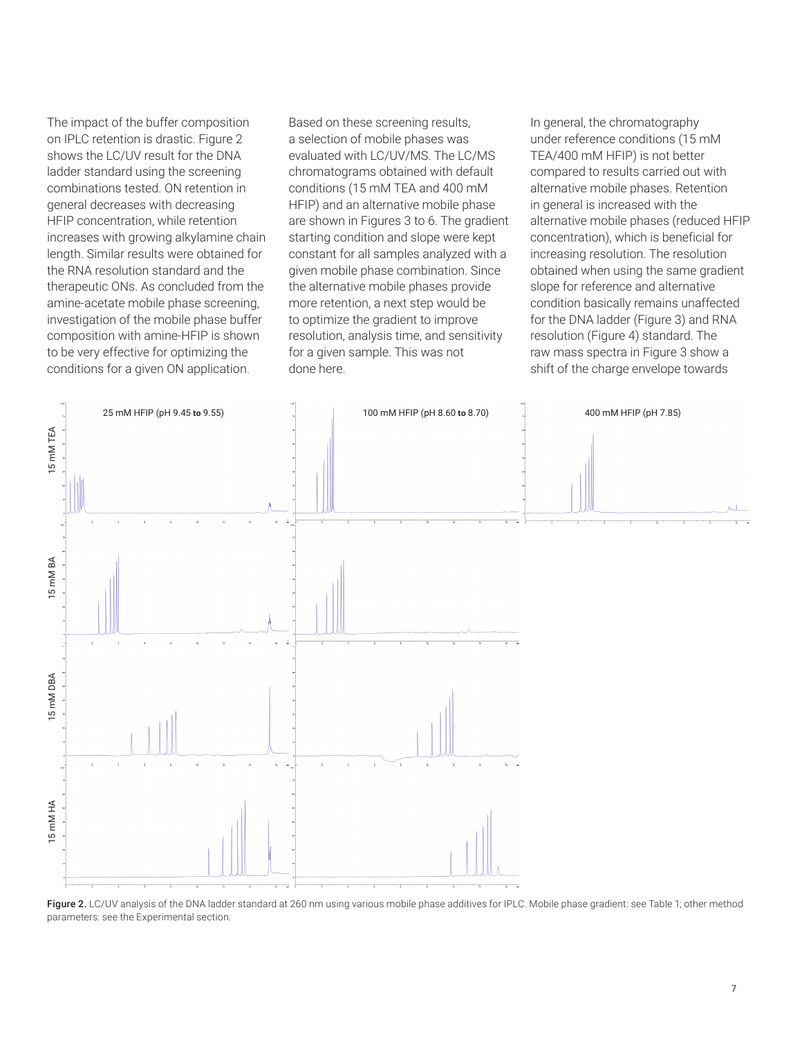The impact of the buffer composition on IPLC retention is drastic. Figure 2 shows the LC/UV result for the DNA ladder standard using the screening combinations tested. ON retention in general decreases with decreasing HFIP concentration, while retention increases with growing alkylamine chain length. Similar results were obtained for the RNA resolution standard and the therapeutic ONs. As concluded from the amine-acetate mobile phase screening, investigation of the mobile phase buffer composition with amine-HFIP is shown to be very effective for optimizing the conditions for a given ON application.

Based on these screening results, a selection of mobile phases was evaluated with LC/UV/MS. The LC/MS chromatograms obtained with default conditions (15 mM TEA and 400 mM HFIP) and an alternative mobile phase are shown in Figures 3 to 6. The gradient starting condition and slope were kept constant for all samples analyzed with a given mobile phase combination. Since the alternative mobile phases provide more retention, a next step would be to optimize the gradient to improve resolution, analysis time, and sensitivity for a given sample. This was not done here.

In general, the chromatography under reference conditions (15 mM TEA/400 mM HFIP) is not better compared to results carried out with alternative mobile phases. Retention in general is increased with the alternative mobile phases (reduced HFIP concentration), which is beneficial for increasing resolution. The resolution obtained when using the same gradient slope for reference and alternative condition basically remains unaffected for the DNA ladder (Figure 3) and RNA resolution (Figure 4) standard. The raw mass spectra in Figure 3 show a shift of the charge envelope towards

25 mM HFIP (pH 9.45 to 9.55)

100 mM HFIP (pH 8.60 to 8.70)

400 mM HFIP (pH 7.85)

15 mM TEA

15 mM BA

15 mM DBA

15 mM HA

**Figure 2.** LC/UV analysis of the DNA ladder standard at 260 nm using various mobile phase additives for IPLC. Mobile phase gradient: see Table 1; other method parameters: see the Experimental section.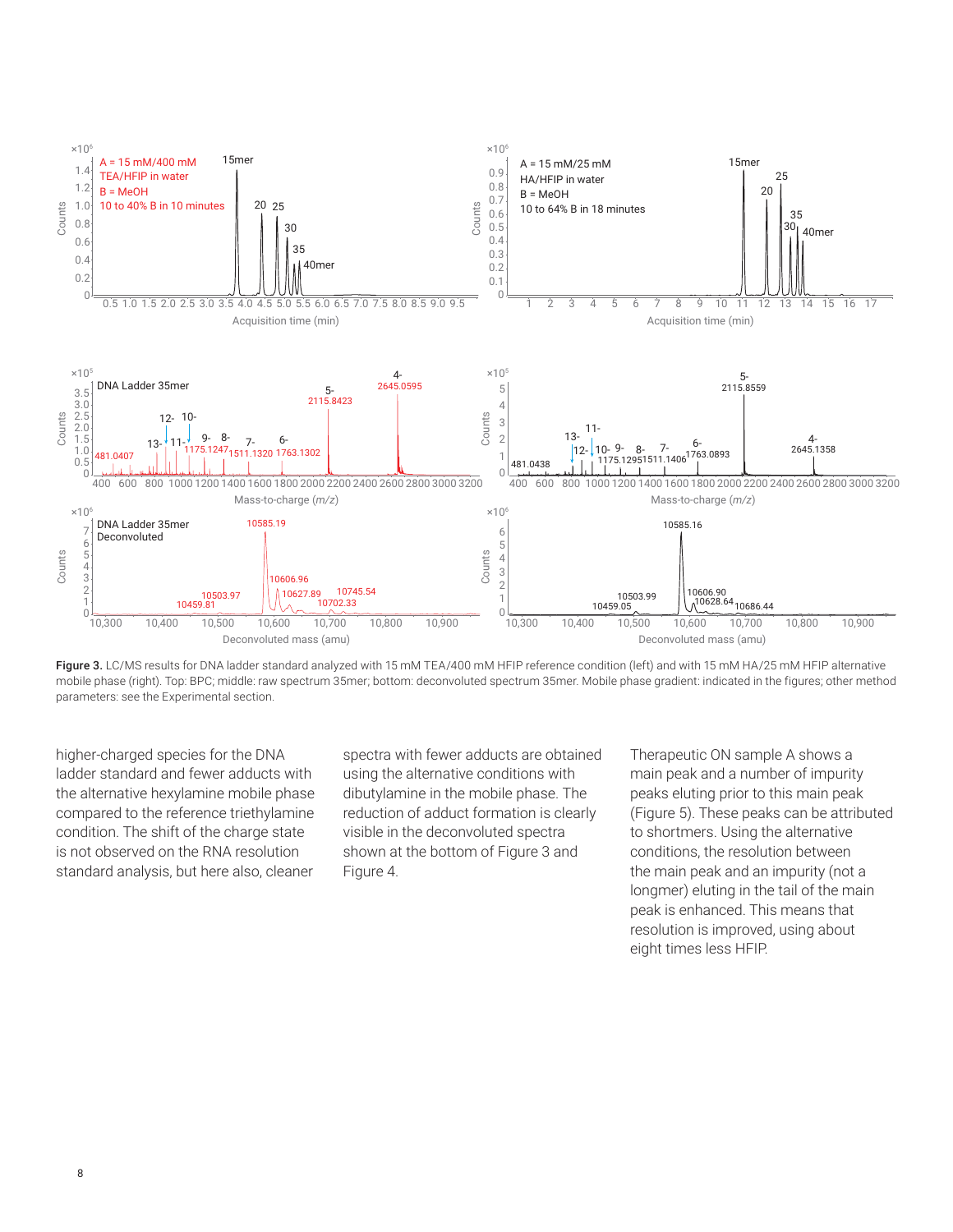×10⁶

A = 15 mM/400 mM TEA/HFIP in water
B = MeOH
10 to 40% B in 10 minutes

15mer
20
25
30
35
40mer

Counts
Acquisition time (min)

×10⁶

A = 15 mM/25 mM HA/HFIP in water
B = MeOH
10 to 64% B in 18 minutes

15mer
20
25
30
35
40mer

Counts
Acquisition time (min)

×10⁵

DNA Ladder 35mer

4- 2645.0595
5- 2115.8423
13- 12- 11- 10- 9- 8- 7- 6-
481.0407
1175.1247
1511.1320
1763.1302

Counts
Mass-to-charge (*m/z*)

×10⁵

5- 2115.8559
4- 2645.1358
13- 12- 11- 10- 9- 8- 7- 6-
481.0438
1175.1295
1511.1406
1763.0893

Counts
Mass-to-charge (*m/z*)

×10⁶

DNA Ladder 35mer Deconvoluted

10585.19
10606.96
10627.89
10745.54
10702.33
10503.97
10459.81

Counts
Deconvoluted mass (amu)

×10⁶

10585.16
10606.90
10628.64
10686.44
10503.99
10459.05

Counts
Deconvoluted mass (amu)

**Figure 3.** LC/MS results for DNA ladder standard analyzed with 15 mM TEA/400 mM HFIP reference condition (left) and with 15 mM HA/25 mM HFIP alternative mobile phase (right). Top: BPC; middle: raw spectrum 35mer; bottom: deconvoluted spectrum 35mer. Mobile phase gradient: indicated in the figures; other method parameters: see the Experimental section.

higher-charged species for the DNA ladder standard and fewer adducts with the alternative hexylamine mobile phase compared to the reference triethylamine condition. The shift of the charge state is not observed on the RNA resolution standard analysis, but here also, cleaner spectra with fewer adducts are obtained using the alternative conditions with dibutylamine in the mobile phase. The reduction of adduct formation is clearly visible in the deconvoluted spectra shown at the bottom of Figure 3 and Figure 4.

Therapeutic ON sample A shows a main peak and a number of impurity peaks eluting prior to this main peak (Figure 5). These peaks can be attributed to shortmers. Using the alternative conditions, the resolution between the main peak and an impurity (not a longmer) eluting in the tail of the main peak is enhanced. This means that resolution is improved, using about eight times less HFIP.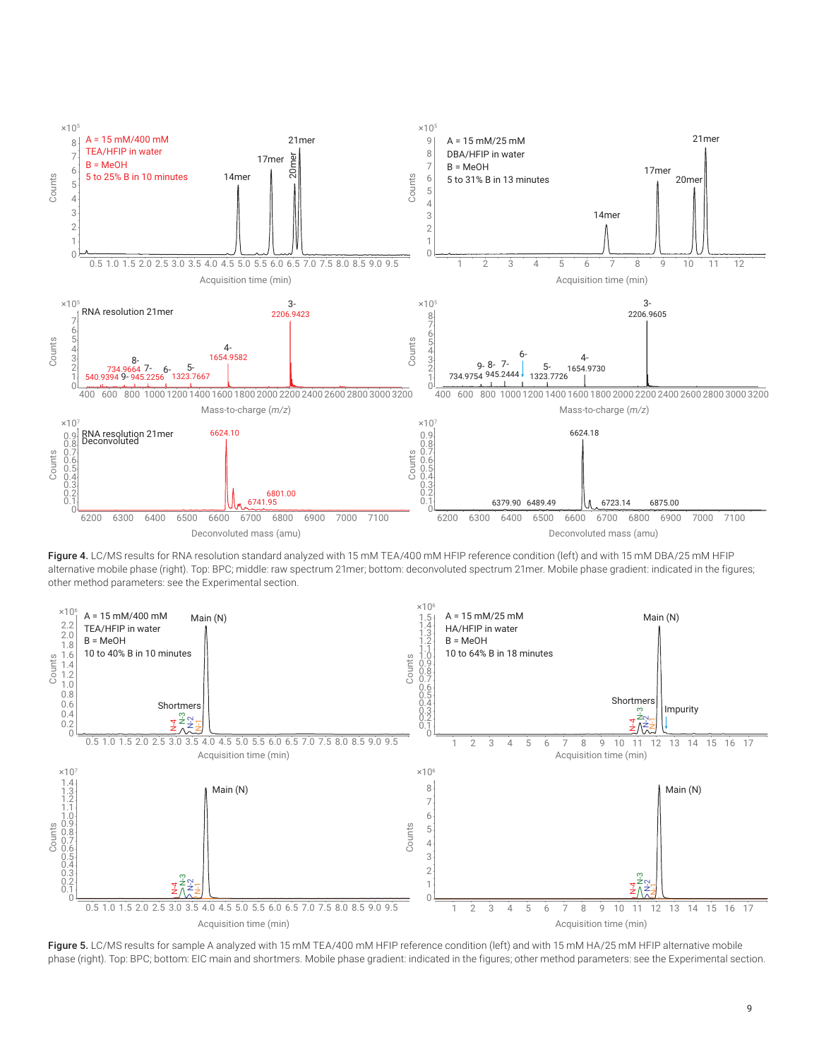A = 15 mM/400 mM
TEA/HFIP in water
B = MeOH
5 to 25% B in 10 minutes

14mer
17mer
20mer
21mer

A = 15 mM/25 mM
DBA/HFIP in water
B = MeOH
5 to 31% B in 13 minutes

14mer
17mer
20mer
21mer

RNA resolution 21mer

3- 2206.9423
4- 1654.9582
5- 1323.7667
6-
7-
8- 734.9664
9- 945.2256
540.9394

3- 2206.9605
4- 1654.9730
5- 1323.7726
6-
7-
8- 945.2444
9- 734.9754

RNA resolution 21mer Deconvoluted

6624.10
6741.95
6801.00

6624.18
6379.90
6489.49
6723.14
6875.00

Acquisition time (min)
Mass-to-charge (*m/z*)
Deconvoluted mass (amu)
Counts

**Figure 4.** LC/MS results for RNA resolution standard analyzed with 15 mM TEA/400 mM HFIP reference condition (left) and with 15 mM DBA/25 mM HFIP alternative mobile phase (right). Top: BPC; middle: raw spectrum 21mer; bottom: deconvoluted spectrum 21mer. Mobile phase gradient: indicated in the figures; other method parameters: see the Experimental section.

A = 15 mM/400 mM
TEA/HFIP in water
B = MeOH
10 to 40% B in 10 minutes

Main (N)
Shortmers
N-4 N-3 N-2 N-1

A = 15 mM/25 mM
HA/HFIP in water
B = MeOH
10 to 64% B in 18 minutes

Main (N)
Shortmers
Impurity
N-4 N-3 N-2 N-1

Acquisition time (min)
Counts

**Figure 5.** LC/MS results for sample A analyzed with 15 mM TEA/400 mM HFIP reference condition (left) and with 15 mM HA/25 mM HFIP alternative mobile phase (right). Top: BPC; bottom: EIC main and shortmers. Mobile phase gradient: indicated in the figures; other method parameters: see the Experimental section.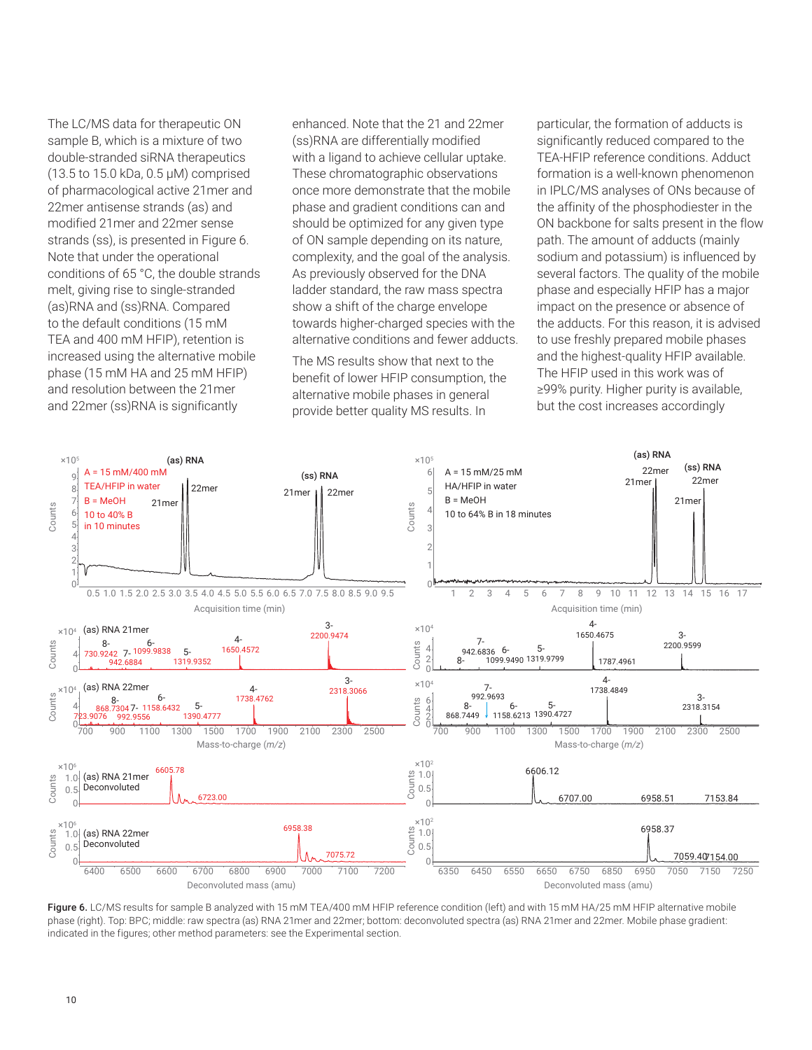The LC/MS data for therapeutic ON sample B, which is a mixture of two double-stranded siRNA therapeutics (13.5 to 15.0 kDa, 0.5 µM) comprised of pharmacological active 21mer and 22mer antisense strands (as) and modified 21mer and 22mer sense strands (ss), is presented in Figure 6. Note that under the operational conditions of 65 °C, the double strands melt, giving rise to single-stranded (as)RNA and (ss)RNA. Compared to the default conditions (15 mM TEA and 400 mM HFIP), retention is increased using the alternative mobile phase (15 mM HA and 25 mM HFIP) and resolution between the 21mer and 22mer (ss)RNA is significantly enhanced. Note that the 21 and 22mer (ss)RNA are differentially modified with a ligand to achieve cellular uptake. These chromatographic observations once more demonstrate that the mobile phase and gradient conditions can and should be optimized for any given type of ON sample depending on its nature, complexity, and the goal of the analysis. As previously observed for the DNA ladder standard, the raw mass spectra show a shift of the charge envelope towards higher-charged species with the alternative conditions and fewer adducts.

The MS results show that next to the benefit of lower HFIP consumption, the alternative mobile phases in general provide better quality MS results. In particular, the formation of adducts is significantly reduced compared to the TEA-HFIP reference conditions. Adduct formation is a well-known phenomenon in IPLC/MS analyses of ONs because of the affinity of the phosphodiester in the ON backbone for salts present in the flow path. The amount of adducts (mainly sodium and potassium) is influenced by several factors. The quality of the mobile phase and especially HFIP has a major impact on the presence or absence of the adducts. For this reason, it is advised to use freshly prepared mobile phases and the highest-quality HFIP available. The HFIP used in this work was of ≥99% purity. Higher purity is available, but the cost increases accordingly

**Figure 6.** LC/MS results for sample B analyzed with 15 mM TEA/400 mM HFIP reference condition (left) and with 15 mM HA/25 mM HFIP alternative mobile phase (right). Top: BPC; middle: raw spectra (as) RNA 21mer and 22mer; bottom: deconvoluted spectra (as) RNA 21mer and 22mer. Mobile phase gradient: indicated in the figures; other method parameters: see the Experimental section.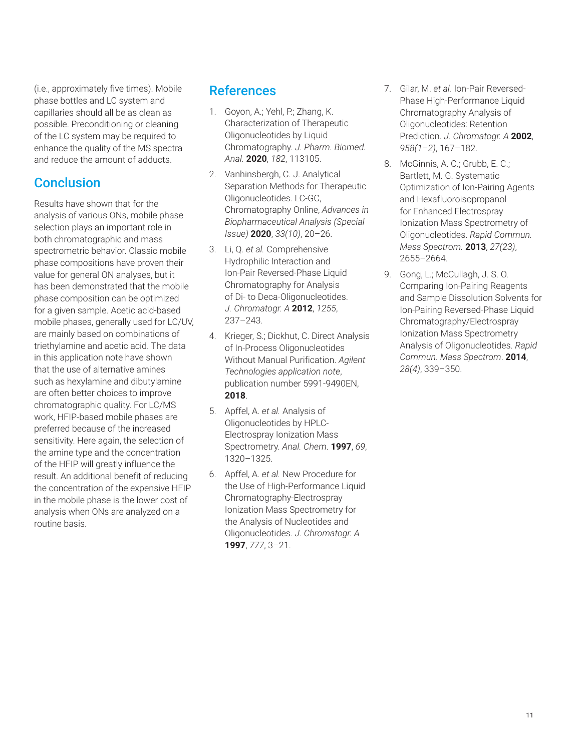(i.e., approximately five times). Mobile phase bottles and LC system and capillaries should all be as clean as possible. Preconditioning or cleaning of the LC system may be required to enhance the quality of the MS spectra and reduce the amount of adducts.

## Conclusion

Results have shown that for the analysis of various ONs, mobile phase selection plays an important role in both chromatographic and mass spectrometric behavior. Classic mobile phase compositions have proven their value for general ON analyses, but it has been demonstrated that the mobile phase composition can be optimized for a given sample. Acetic acid-based mobile phases, generally used for LC/UV, are mainly based on combinations of triethylamine and acetic acid. The data in this application note have shown that the use of alternative amines such as hexylamine and dibutylamine are often better choices to improve chromatographic quality. For LC/MS work, HFIP-based mobile phases are preferred because of the increased sensitivity. Here again, the selection of the amine type and the concentration of the HFIP will greatly influence the result. An additional benefit of reducing the concentration of the expensive HFIP in the mobile phase is the lower cost of analysis when ONs are analyzed on a routine basis.

## References

1. Goyon, A.; Yehl, P.; Zhang, K. Characterization of Therapeutic Oligonucleotides by Liquid Chromatography. *J. Pharm. Biomed. Anal.* **2020**, *182*, 113105.
2. Vanhinsbergh, C. J. Analytical Separation Methods for Therapeutic Oligonucleotides. LC-GC, Chromatography Online, *Advances in Biopharmaceutical Analysis (Special Issue)* **2020**, *33(10)*, 20–26.
3. Li, Q. *et al.* Comprehensive Hydrophilic Interaction and Ion-Pair Reversed-Phase Liquid Chromatography for Analysis of Di- to Deca-Oligonucleotides. *J. Chromatogr. A* **2012**, *1255*, 237–243.
4. Krieger, S.; Dickhut, C. Direct Analysis of In-Process Oligonucleotides Without Manual Purification. *Agilent Technologies application note*, publication number 5991-9490EN, **2018**.
5. Apffel, A. *et al.* Analysis of Oligonucleotides by HPLC-Electrospray Ionization Mass Spectrometry. *Anal. Chem*. **1997**, *69*, 1320–1325.
6. Apffel, A. *et al.* New Procedure for the Use of High-Performance Liquid Chromatography-Electrospray Ionization Mass Spectrometry for the Analysis of Nucleotides and Oligonucleotides. *J. Chromatogr. A* **1997**, *777*, 3–21.
7. Gilar, M. *et al.* Ion-Pair Reversed-Phase High-Performance Liquid Chromatography Analysis of Oligonucleotides: Retention Prediction. *J. Chromatogr. A* **2002**, *958(1–2)*, 167–182.
8. McGinnis, A. C.; Grubb, E. C.; Bartlett, M. G. Systematic Optimization of Ion-Pairing Agents and Hexafluoroisopropanol for Enhanced Electrospray Ionization Mass Spectrometry of Oligonucleotides. *Rapid Commun. Mass Spectrom.* **2013**, *27(23)*, 2655–2664.
9. Gong, L.; McCullagh, J. S. O. Comparing Ion-Pairing Reagents and Sample Dissolution Solvents for Ion-Pairing Reversed-Phase Liquid Chromatography/Electrospray Ionization Mass Spectrometry Analysis of Oligonucleotides. *Rapid Commun. Mass Spectrom*. **2014**, *28(4)*, 339–350.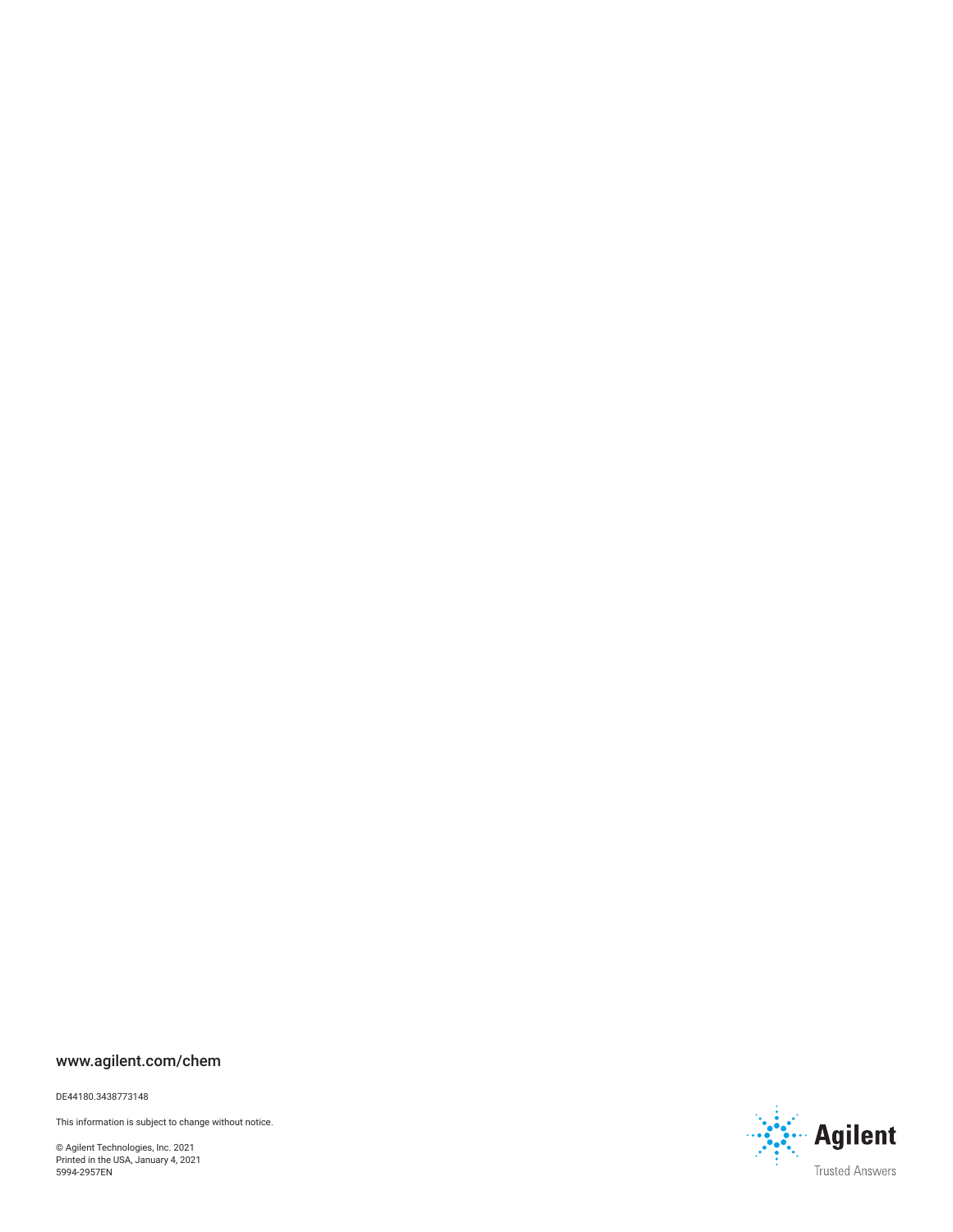www.agilent.com/chem

DE44180.3438773148

This information is subject to change without notice.

© Agilent Technologies, Inc. 2021
Printed in the USA, January 4, 2021
5994-2957EN

Agilent

Trusted Answers